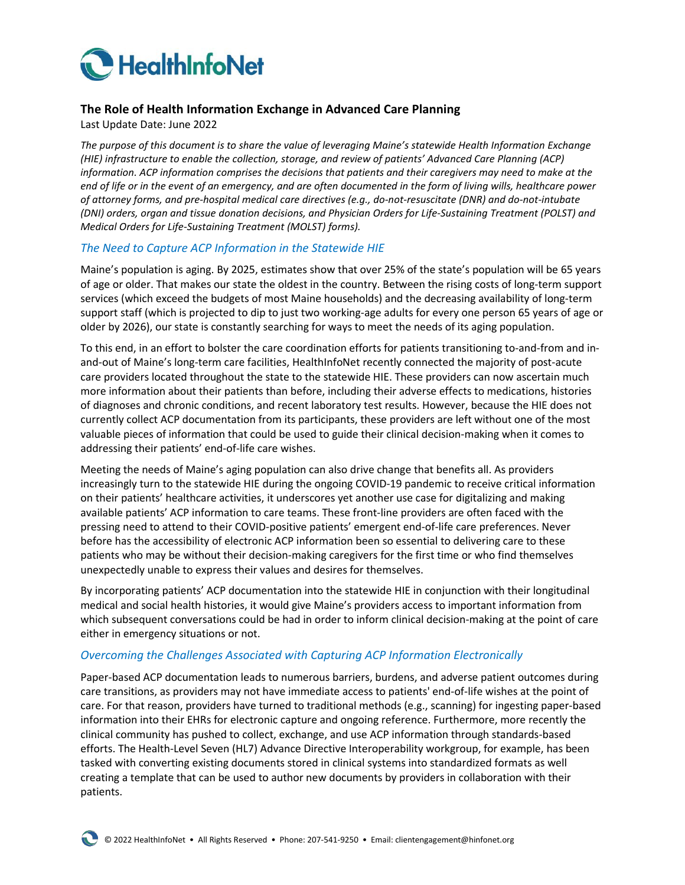# HealthInfoNet

## The Role of Health Information Exchange in Advanced Care Planning

Last Update Date: June 2022

*The purpose of this document is to share the value of leveraging Maine's statewide Health Information Exchange (HIE) infrastructure to enable the collection, storage, and review of patients' Advanced Care Planning (ACP) information. ACP information comprises the decisions that patients and their caregivers may need to make at the end of life or in the event of an emergency, and are often documented in the form of living wills, healthcare power of attorney forms, and pre-hospital medical care directives (e.g., do-not-resuscitate (DNR) and do-not-intubate (DNI) orders, organ and tissue donation decisions, and Physician Orders for Life-Sustaining Treatment (POLST) and Medical Orders for Life-Sustaining Treatment (MOLST) forms).*

### *The Need to Capture ACP Information in the Statewide HIE*

Maine's population is aging. By 2025, estimates show that over 25% of the state's population will be 65 years of age or older. That makes our state the oldest in the country. Between the rising costs of long-term support services (which exceed the budgets of most Maine households) and the decreasing availability of long-term support staff (which is projected to dip to just two working-age adults for every one person 65 years of age or older by 2026), our state is constantly searching for ways to meet the needs of its aging population.

To this end, in an effort to bolster the care coordination efforts for patients transitioning to-and-from and in-and-out of Maine's long-term care facilities, HealthInfoNet recently connected the majority of post-acute care providers located throughout the state to the statewide HIE. These providers can now ascertain much more information about their patients than before, including their adverse effects to medications, histories of diagnoses and chronic conditions, and recent laboratory test results. However, because the HIE does not currently collect ACP documentation from its participants, these providers are left without one of the most valuable pieces of information that could be used to guide their clinical decision-making when it comes to addressing their patients' end-of-life care wishes.

Meeting the needs of Maine's aging population can also drive change that benefits all. As providers increasingly turn to the statewide HIE during the ongoing COVID-19 pandemic to receive critical information on their patients' healthcare activities, it underscores yet another use case for digitalizing and making available patients' ACP information to care teams. These front-line providers are often faced with the pressing need to attend to their COVID-positive patients' emergent end-of-life care preferences. Never before has the accessibility of electronic ACP information been so essential to delivering care to these patients who may be without their decision-making caregivers for the first time or who find themselves unexpectedly unable to express their values and desires for themselves.

By incorporating patients' ACP documentation into the statewide HIE in conjunction with their longitudinal medical and social health histories, it would give Maine's providers access to important information from which subsequent conversations could be had in order to inform clinical decision-making at the point of care either in emergency situations or not.

### *Overcoming the Challenges Associated with Capturing ACP Information Electronically*

Paper-based ACP documentation leads to numerous barriers, burdens, and adverse patient outcomes during care transitions, as providers may not have immediate access to patients' end-of-life wishes at the point of care. For that reason, providers have turned to traditional methods (e.g., scanning) for ingesting paper-based information into their EHRs for electronic capture and ongoing reference. Furthermore, more recently the clinical community has pushed to collect, exchange, and use ACP information through standards-based efforts. The Health-Level Seven (HL7) Advance Directive Interoperability workgroup, for example, has been tasked with converting existing documents stored in clinical systems into standardized formats as well creating a template that can be used to author new documents by providers in collaboration with their patients.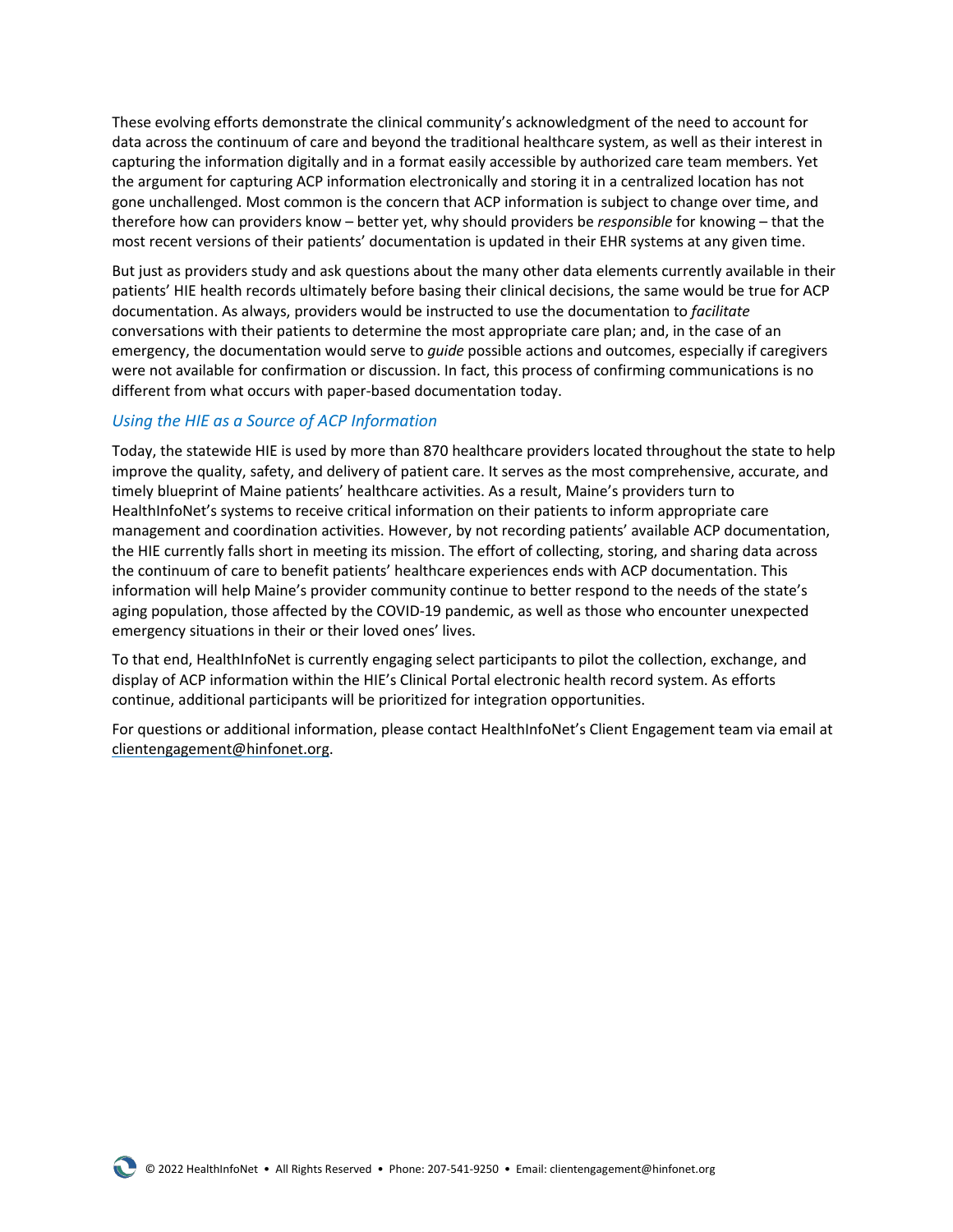These evolving efforts demonstrate the clinical community's acknowledgment of the need to account for data across the continuum of care and beyond the traditional healthcare system, as well as their interest in capturing the information digitally and in a format easily accessible by authorized care team members. Yet the argument for capturing ACP information electronically and storing it in a centralized location has not gone unchallenged. Most common is the concern that ACP information is subject to change over time, and therefore how can providers know – better yet, why should providers be *responsible* for knowing – that the most recent versions of their patients' documentation is updated in their EHR systems at any given time.

But just as providers study and ask questions about the many other data elements currently available in their patients' HIE health records ultimately before basing their clinical decisions, the same would be true for ACP documentation. As always, providers would be instructed to use the documentation to *facilitate* conversations with their patients to determine the most appropriate care plan; and, in the case of an emergency, the documentation would serve to *guide* possible actions and outcomes, especially if caregivers were not available for confirmation or discussion. In fact, this process of confirming communications is no different from what occurs with paper-based documentation today.

### *Using the HIE as a Source of ACP Information*

Today, the statewide HIE is used by more than 870 healthcare providers located throughout the state to help improve the quality, safety, and delivery of patient care. It serves as the most comprehensive, accurate, and timely blueprint of Maine patients' healthcare activities. As a result, Maine's providers turn to HealthInfoNet's systems to receive critical information on their patients to inform appropriate care management and coordination activities. However, by not recording patients' available ACP documentation, the HIE currently falls short in meeting its mission. The effort of collecting, storing, and sharing data across the continuum of care to benefit patients' healthcare experiences ends with ACP documentation. This information will help Maine's provider community continue to better respond to the needs of the state's aging population, those affected by the COVID-19 pandemic, as well as those who encounter unexpected emergency situations in their or their loved ones' lives.

To that end, HealthInfoNet is currently engaging select participants to pilot the collection, exchange, and display of ACP information within the HIE's Clinical Portal electronic health record system. As efforts continue, additional participants will be prioritized for integration opportunities.

For questions or additional information, please contact HealthInfoNet's Client Engagement team via email at clientengagement@hinfonet.org.